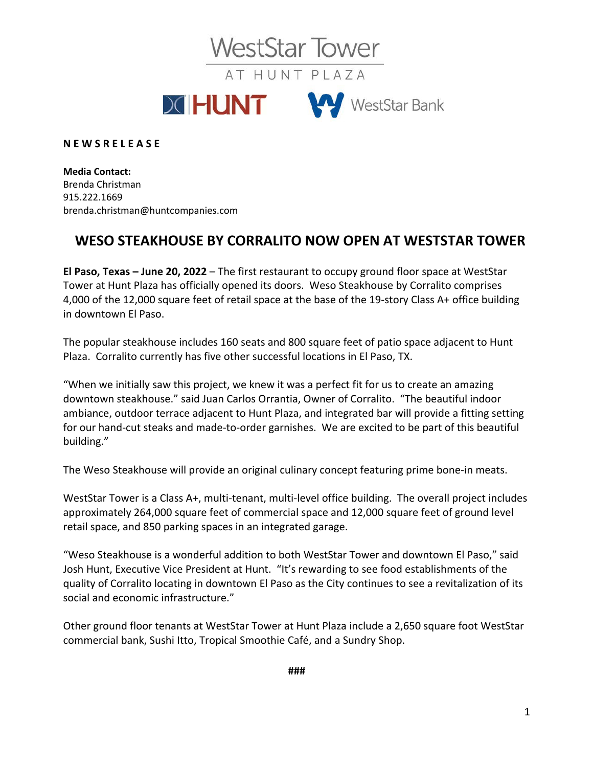WestStar Tower

AT HUNT PLAZA

HUNT    WestStar Bank

**N E W S R E L E A S E**

**Media Contact:**
Brenda Christman
915.222.1669
brenda.christman@huntcompanies.com

# WESO STEAKHOUSE BY CORRALITO NOW OPEN AT WESTSTAR TOWER

**El Paso, Texas – June 20, 2022** – The first restaurant to occupy ground floor space at WestStar Tower at Hunt Plaza has officially opened its doors. Weso Steakhouse by Corralito comprises 4,000 of the 12,000 square feet of retail space at the base of the 19-story Class A+ office building in downtown El Paso.

The popular steakhouse includes 160 seats and 800 square feet of patio space adjacent to Hunt Plaza. Corralito currently has five other successful locations in El Paso, TX.

"When we initially saw this project, we knew it was a perfect fit for us to create an amazing downtown steakhouse." said Juan Carlos Orrantia, Owner of Corralito. "The beautiful indoor ambiance, outdoor terrace adjacent to Hunt Plaza, and integrated bar will provide a fitting setting for our hand-cut steaks and made-to-order garnishes. We are excited to be part of this beautiful building."

The Weso Steakhouse will provide an original culinary concept featuring prime bone-in meats.

WestStar Tower is a Class A+, multi-tenant, multi-level office building. The overall project includes approximately 264,000 square feet of commercial space and 12,000 square feet of ground level retail space, and 850 parking spaces in an integrated garage.

"Weso Steakhouse is a wonderful addition to both WestStar Tower and downtown El Paso," said Josh Hunt, Executive Vice President at Hunt. "It's rewarding to see food establishments of the quality of Corralito locating in downtown El Paso as the City continues to see a revitalization of its social and economic infrastructure."

Other ground floor tenants at WestStar Tower at Hunt Plaza include a 2,650 square foot WestStar commercial bank, Sushi Itto, Tropical Smoothie Café, and a Sundry Shop.

###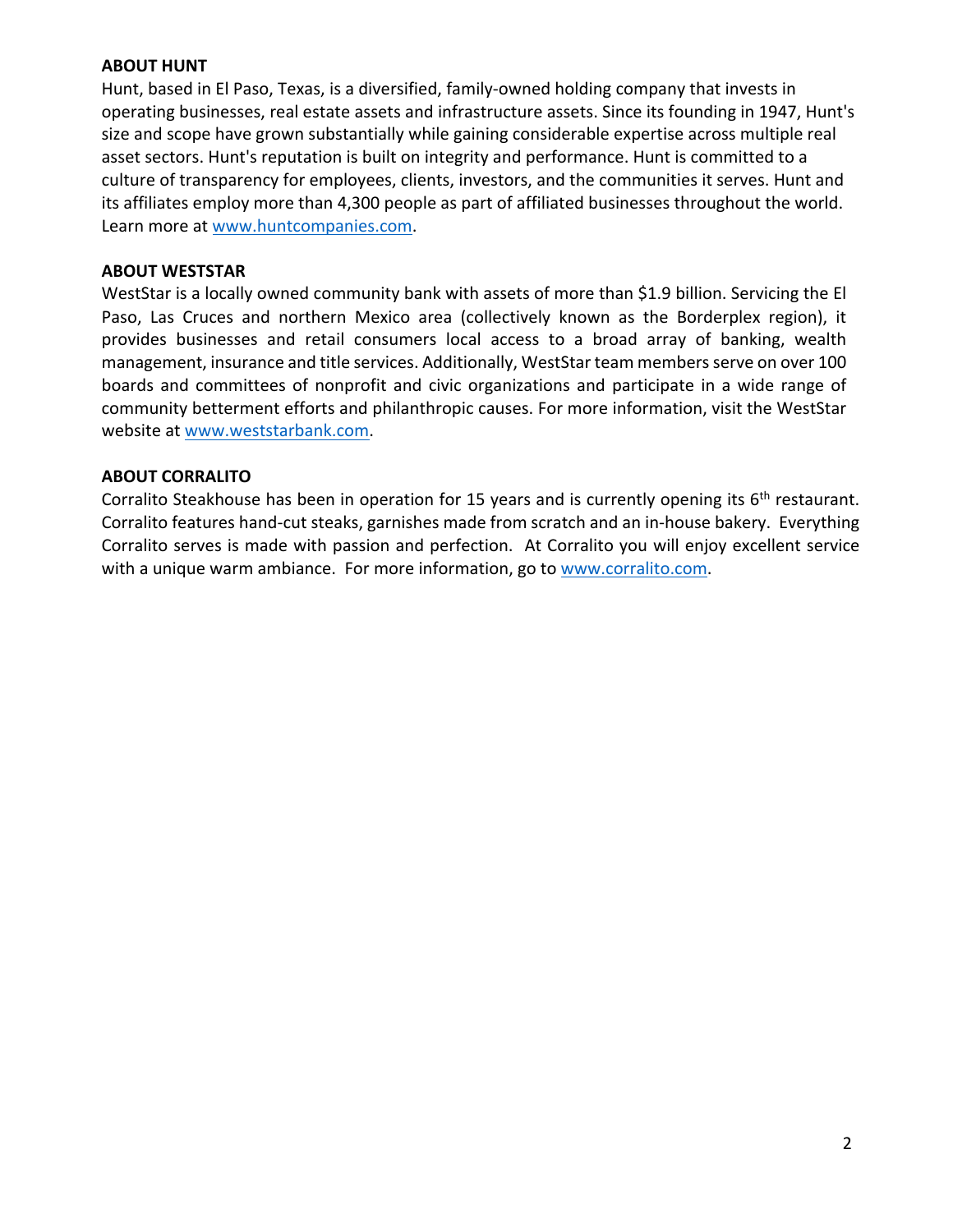**ABOUT HUNT**

Hunt, based in El Paso, Texas, is a diversified, family-owned holding company that invests in operating businesses, real estate assets and infrastructure assets. Since its founding in 1947, Hunt's size and scope have grown substantially while gaining considerable expertise across multiple real asset sectors. Hunt's reputation is built on integrity and performance. Hunt is committed to a culture of transparency for employees, clients, investors, and the communities it serves. Hunt and its affiliates employ more than 4,300 people as part of affiliated businesses throughout the world. Learn more at www.huntcompanies.com.

**ABOUT WESTSTAR**

WestStar is a locally owned community bank with assets of more than $1.9 billion. Servicing the El Paso, Las Cruces and northern Mexico area (collectively known as the Borderplex region), it provides businesses and retail consumers local access to a broad array of banking, wealth management, insurance and title services. Additionally, WestStar team members serve on over 100 boards and committees of nonprofit and civic organizations and participate in a wide range of community betterment efforts and philanthropic causes. For more information, visit the WestStar website at www.weststarbank.com.

**ABOUT CORRALITO**

Corralito Steakhouse has been in operation for 15 years and is currently opening its 6th restaurant. Corralito features hand-cut steaks, garnishes made from scratch and an in-house bakery. Everything Corralito serves is made with passion and perfection. At Corralito you will enjoy excellent service with a unique warm ambiance. For more information, go to www.corralito.com.